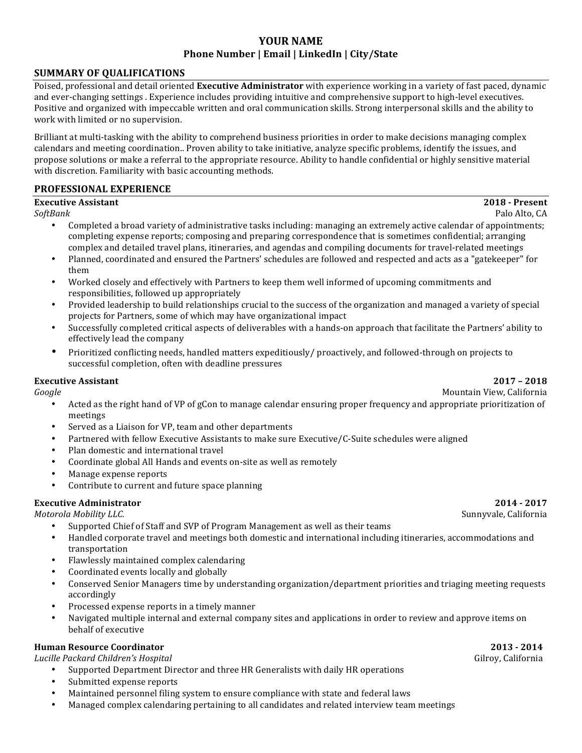# YOUR NAME

**Phone Number | Email | LinkedIn | City/State**

## SUMMARY OF QUALIFICATIONS

Poised, professional and detail oriented **Executive Administrator** with experience working in a variety of fast paced, dynamic and ever-changing settings . Experience includes providing intuitive and comprehensive support to high-level executives. Positive and organized with impeccable written and oral communication skills. Strong interpersonal skills and the ability to work with limited or no supervision.

Brilliant at multi-tasking with the ability to comprehend business priorities in order to make decisions managing complex calendars and meeting coordination.. Proven ability to take initiative, analyze specific problems, identify the issues, and propose solutions or make a referral to the appropriate resource. Ability to handle confidential or highly sensitive material with discretion. Familiarity with basic accounting methods.

## PROFESSIONAL EXPERIENCE

**Executive Assistant** **2018 - Present**
*SoftBank* Palo Alto, CA

- Completed a broad variety of administrative tasks including: managing an extremely active calendar of appointments; completing expense reports; composing and preparing correspondence that is sometimes confidential; arranging complex and detailed travel plans, itineraries, and agendas and compiling documents for travel-related meetings
- Planned, coordinated and ensured the Partners' schedules are followed and respected and acts as a "gatekeeper" for them
- Worked closely and effectively with Partners to keep them well informed of upcoming commitments and responsibilities, followed up appropriately
- Provided leadership to build relationships crucial to the success of the organization and managed a variety of special projects for Partners, some of which may have organizational impact
- Successfully completed critical aspects of deliverables with a hands-on approach that facilitate the Partners' ability to effectively lead the company
- Prioritized conflicting needs, handled matters expeditiously/ proactively, and followed-through on projects to successful completion, often with deadline pressures

**Executive Assistant** **2017 – 2018**
*Google* Mountain View, California

- Acted as the right hand of VP of gCon to manage calendar ensuring proper frequency and appropriate prioritization of meetings
- Served as a Liaison for VP, team and other departments
- Partnered with fellow Executive Assistants to make sure Executive/C-Suite schedules were aligned
- Plan domestic and international travel
- Coordinate global All Hands and events on-site as well as remotely
- Manage expense reports
- Contribute to current and future space planning

**Executive Administrator** **2014 - 2017**
*Motorola Mobility LLC.* Sunnyvale, California

- Supported Chief of Staff and SVP of Program Management as well as their teams
- Handled corporate travel and meetings both domestic and international including itineraries, accommodations and transportation
- Flawlessly maintained complex calendaring
- Coordinated events locally and globally
- Conserved Senior Managers time by understanding organization/department priorities and triaging meeting requests accordingly
- Processed expense reports in a timely manner
- Navigated multiple internal and external company sites and applications in order to review and approve items on behalf of executive

**Human Resource Coordinator** **2013 - 2014**
*Lucille Packard Children's Hospital* Gilroy, California

- Supported Department Director and three HR Generalists with daily HR operations
- Submitted expense reports
- Maintained personnel filing system to ensure compliance with state and federal laws
- Managed complex calendaring pertaining to all candidates and related interview team meetings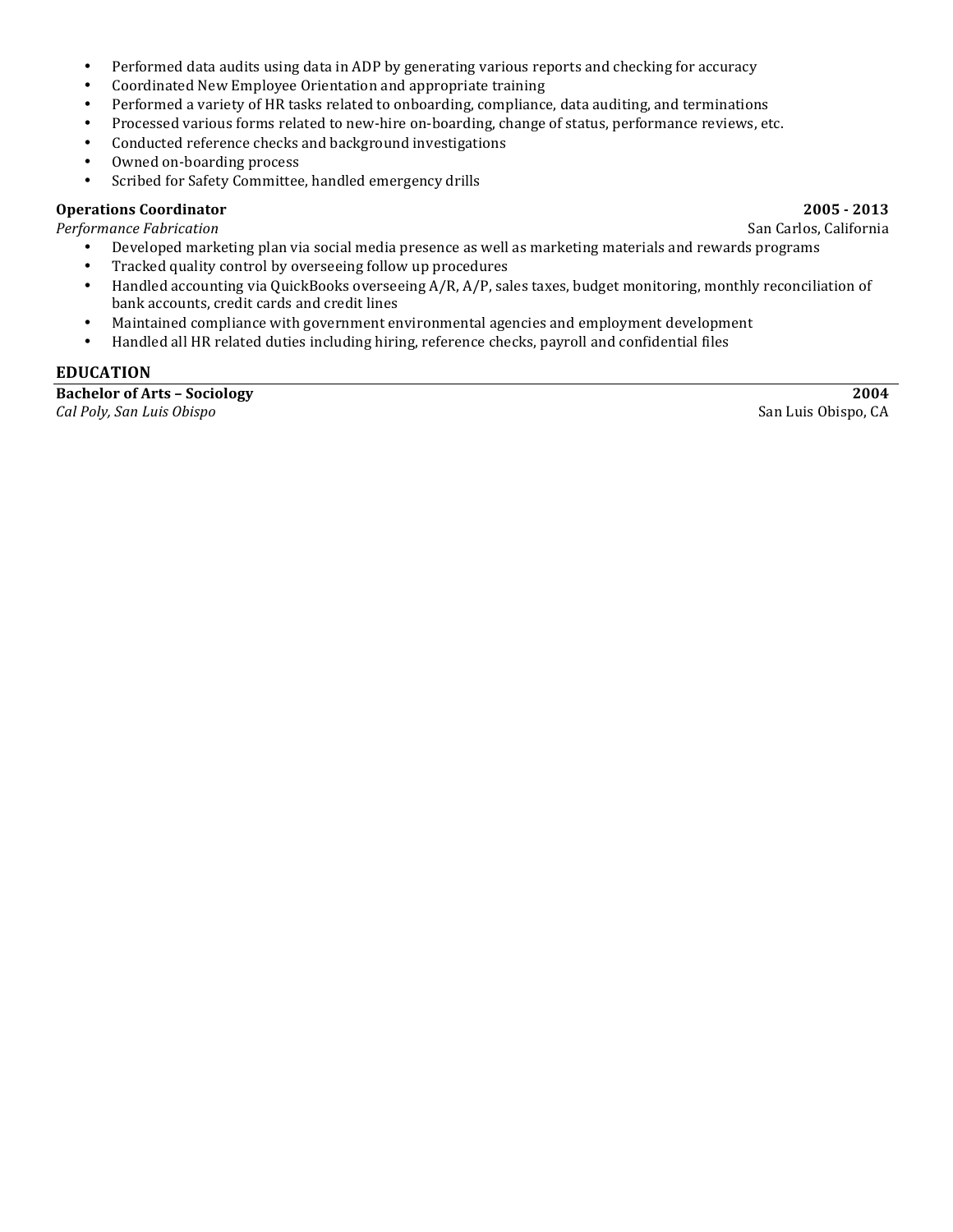- Performed data audits using data in ADP by generating various reports and checking for accuracy
- Coordinated New Employee Orientation and appropriate training
- Performed a variety of HR tasks related to onboarding, compliance, data auditing, and terminations
- Processed various forms related to new-hire on-boarding, change of status, performance reviews, etc.
- Conducted reference checks and background investigations
- Owned on-boarding process
- Scribed for Safety Committee, handled emergency drills

**Operations Coordinator** **2005 - 2013**
*Performance Fabrication* San Carlos, California

- Developed marketing plan via social media presence as well as marketing materials and rewards programs
- Tracked quality control by overseeing follow up procedures
- Handled accounting via QuickBooks overseeing A/R, A/P, sales taxes, budget monitoring, monthly reconciliation of bank accounts, credit cards and credit lines
- Maintained compliance with government environmental agencies and employment development
- Handled all HR related duties including hiring, reference checks, payroll and confidential files

## EDUCATION

**Bachelor of Arts – Sociology** **2004**
*Cal Poly, San Luis Obispo* San Luis Obispo, CA